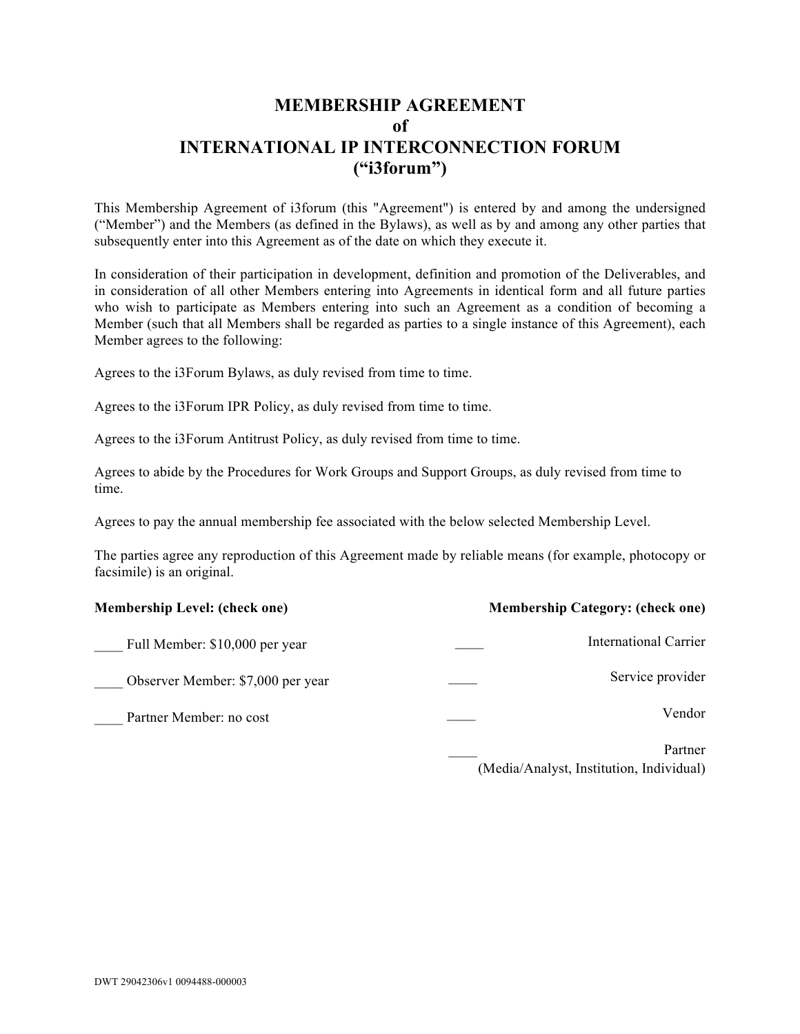# MEMBERSHIP AGREEMENT
# of
# INTERNATIONAL IP INTERCONNECTION FORUM
# ("i3forum")

This Membership Agreement of i3forum (this "Agreement") is entered by and among the undersigned ("Member") and the Members (as defined in the Bylaws), as well as by and among any other parties that subsequently enter into this Agreement as of the date on which they execute it.

In consideration of their participation in development, definition and promotion of the Deliverables, and in consideration of all other Members entering into Agreements in identical form and all future parties who wish to participate as Members entering into such an Agreement as a condition of becoming a Member (such that all Members shall be regarded as parties to a single instance of this Agreement), each Member agrees to the following:

Agrees to the i3Forum Bylaws, as duly revised from time to time.

Agrees to the i3Forum IPR Policy, as duly revised from time to time.

Agrees to the i3Forum Antitrust Policy, as duly revised from time to time.

Agrees to abide by the Procedures for Work Groups and Support Groups, as duly revised from time to time.

Agrees to pay the annual membership fee associated with the below selected Membership Level.

The parties agree any reproduction of this Agreement made by reliable means (for example, photocopy or facsimile) is an original.

**Membership Level: (check one)**

____ Full Member: $10,000 per year

____ Observer Member: $7,000 per year

____ Partner Member: no cost

**Membership Category: (check one)**

____ International Carrier

____ Service provider

____ Vendor

____ Partner (Media/Analyst, Institution, Individual)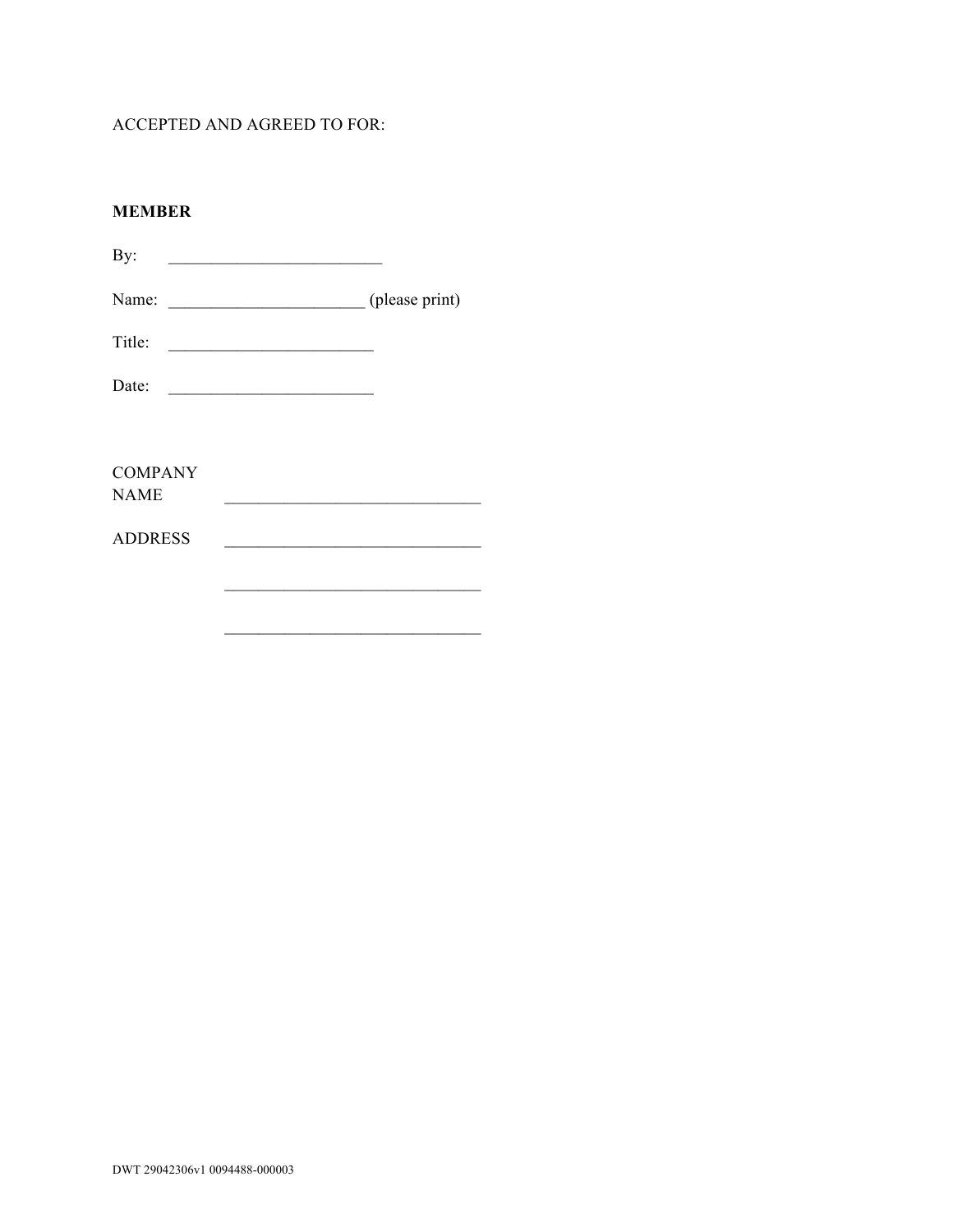ACCEPTED AND AGREED TO FOR:

**MEMBER**

By: _________________________

Name: _______________________ (please print)

Title: ________________________

Date: ________________________

COMPANY NAME ______________________________

ADDRESS ______________________________

______________________________

______________________________

DWT 29042306v1 0094488-000003